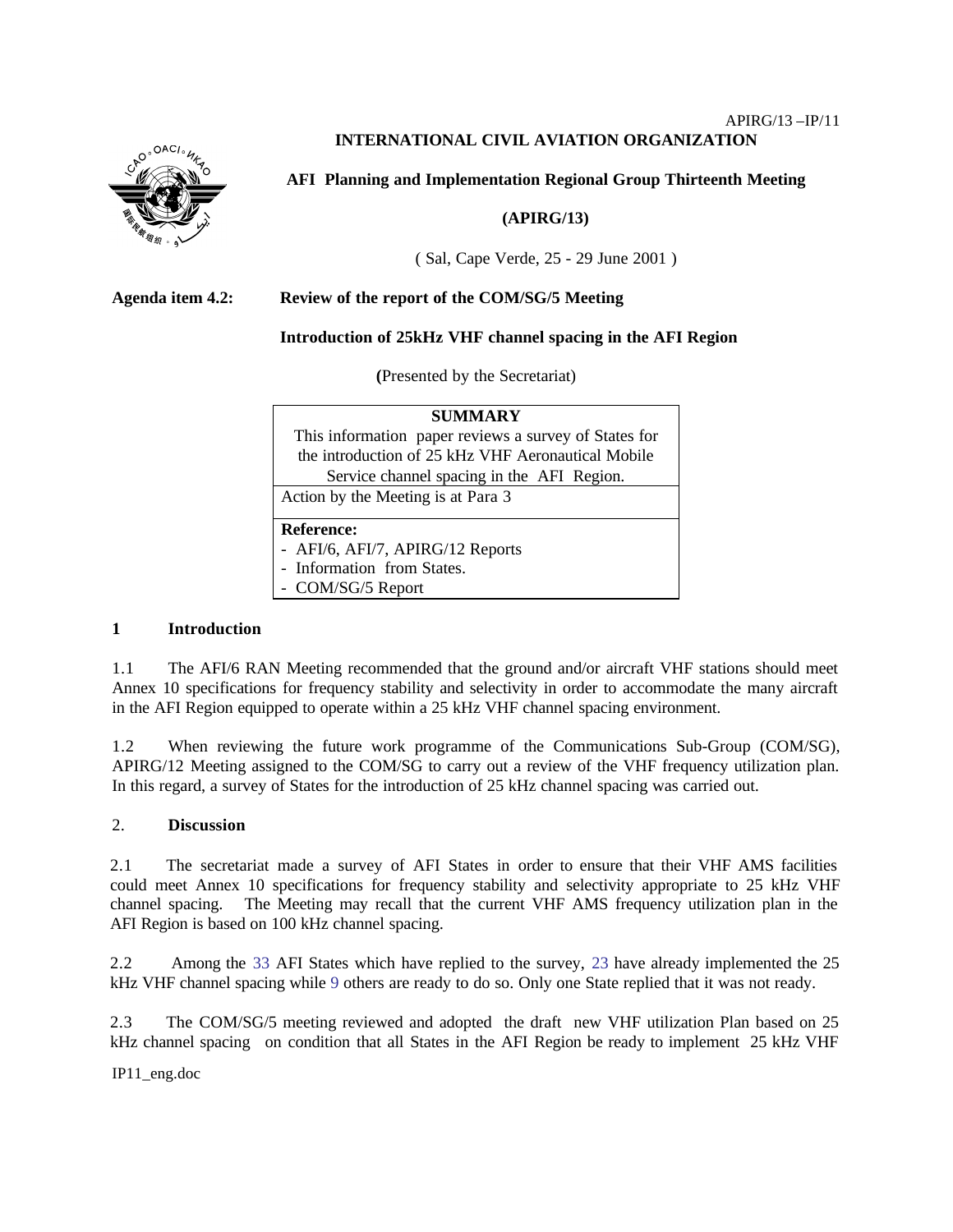APIRG/13 –IP/11

**INTERNATIONAL CIVIL AVIATION ORGANIZATION**

**AFI Planning and Implementation Regional Group Thirteenth Meeting**

**(APIRG/13)**

( Sal, Cape Verde, 25 - 29 June 2001 )

**Agenda item 4.2: Review of the report of the COM/SG/5 Meeting**

**Introduction of 25kHz VHF channel spacing in the AFI Region**

**(**Presented by the Secretariat)

| **SUMMARY** |
|---|
| This information paper reviews a survey of States for the introduction of 25 kHz VHF Aeronautical Mobile Service channel spacing in the AFI Region. |
| Action by the Meeting is at Para 3 |
| **Reference:**<br>- AFI/6, AFI/7, APIRG/12 Reports<br>- Information from States.<br>- COM/SG/5 Report |

## 1 Introduction

1.1 The AFI/6 RAN Meeting recommended that the ground and/or aircraft VHF stations should meet Annex 10 specifications for frequency stability and selectivity in order to accommodate the many aircraft in the AFI Region equipped to operate within a 25 kHz VHF channel spacing environment.

1.2 When reviewing the future work programme of the Communications Sub-Group (COM/SG), APIRG/12 Meeting assigned to the COM/SG to carry out a review of the VHF frequency utilization plan. In this regard, a survey of States for the introduction of 25 kHz channel spacing was carried out.

## 2. Discussion

2.1 The secretariat made a survey of AFI States in order to ensure that their VHF AMS facilities could meet Annex 10 specifications for frequency stability and selectivity appropriate to 25 kHz VHF channel spacing. The Meeting may recall that the current VHF AMS frequency utilization plan in the AFI Region is based on 100 kHz channel spacing.

2.2 Among the 33 AFI States which have replied to the survey, 23 have already implemented the 25 kHz VHF channel spacing while 9 others are ready to do so. Only one State replied that it was not ready.

2.3 The COM/SG/5 meeting reviewed and adopted the draft new VHF utilization Plan based on 25 kHz channel spacing on condition that all States in the AFI Region be ready to implement 25 kHz VHF

IP11_eng.doc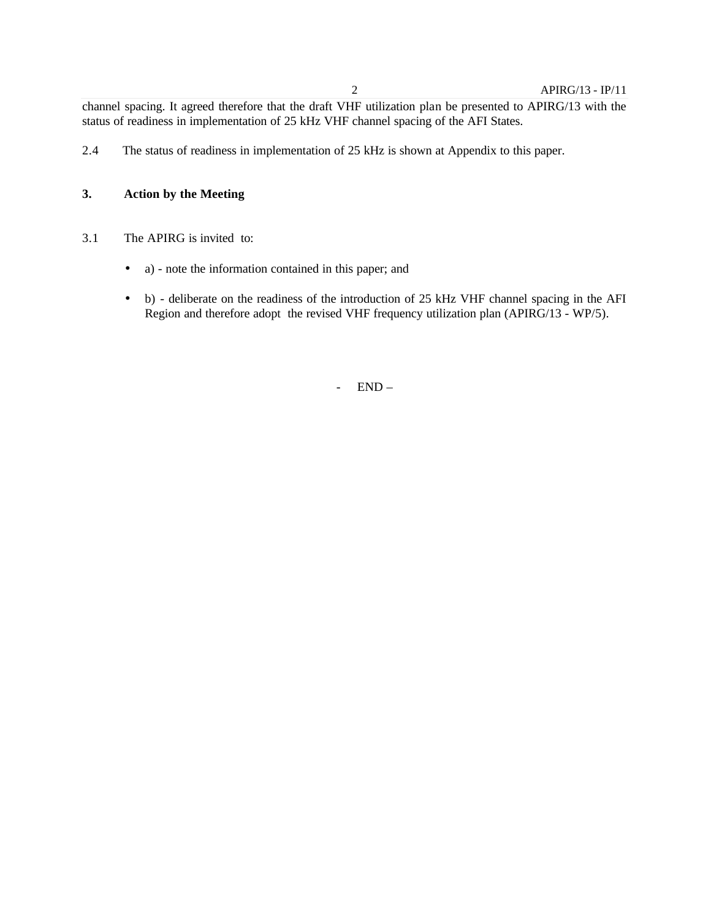channel spacing. It agreed therefore that the draft VHF utilization plan be presented to APIRG/13 with the status of readiness in implementation of 25 kHz VHF channel spacing of the AFI States.

2.4 The status of readiness in implementation of 25 kHz is shown at Appendix to this paper.

## 3. Action by the Meeting

3.1 The APIRG is invited to:

- a) - note the information contained in this paper; and
- b) - deliberate on the readiness of the introduction of 25 kHz VHF channel spacing in the AFI Region and therefore adopt the revised VHF frequency utilization plan (APIRG/13 - WP/5).

- END –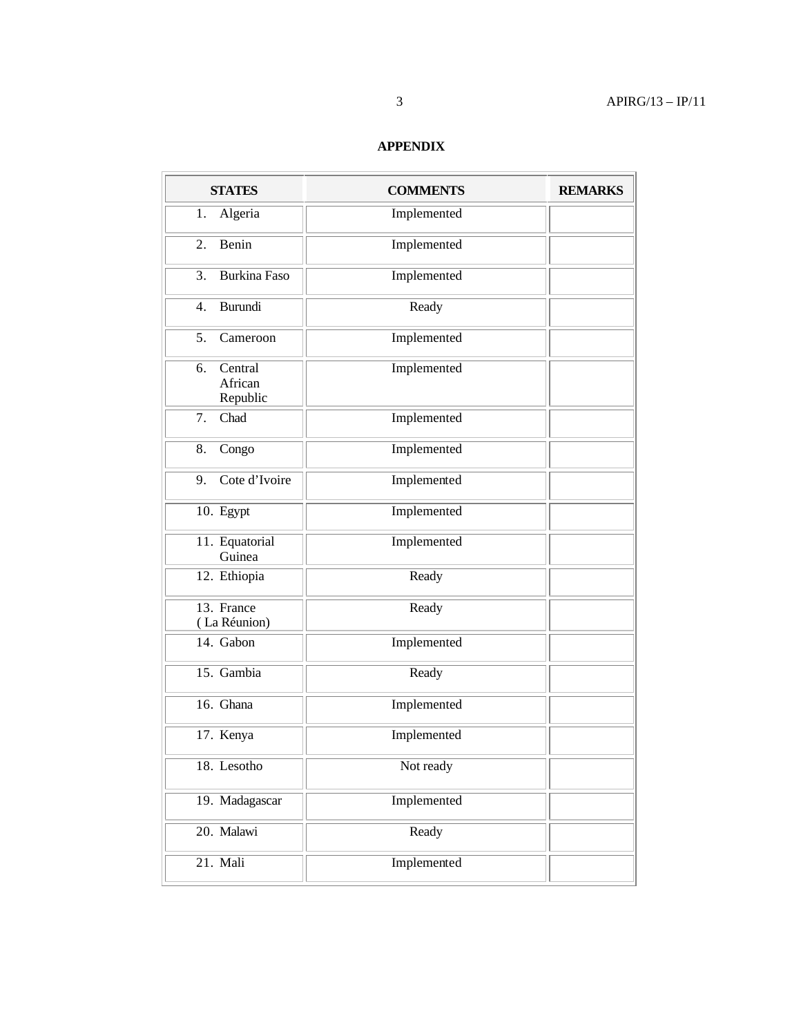**APPENDIX**

| STATES | COMMENTS | REMARKS |
|---|---|---|
| 1. Algeria | Implemented | |
| 2. Benin | Implemented | |
| 3. Burkina Faso | Implemented | |
| 4. Burundi | Ready | |
| 5. Cameroon | Implemented | |
| 6. Central African Republic | Implemented | |
| 7. Chad | Implemented | |
| 8. Congo | Implemented | |
| 9. Cote d'Ivoire | Implemented | |
| 10. Egypt | Implemented | |
| 11. Equatorial Guinea | Implemented | |
| 12. Ethiopia | Ready | |
| 13. France ( La Réunion) | Ready | |
| 14. Gabon | Implemented | |
| 15. Gambia | Ready | |
| 16. Ghana | Implemented | |
| 17. Kenya | Implemented | |
| 18. Lesotho | Not ready | |
| 19. Madagascar | Implemented | |
| 20. Malawi | Ready | |
| 21. Mali | Implemented | |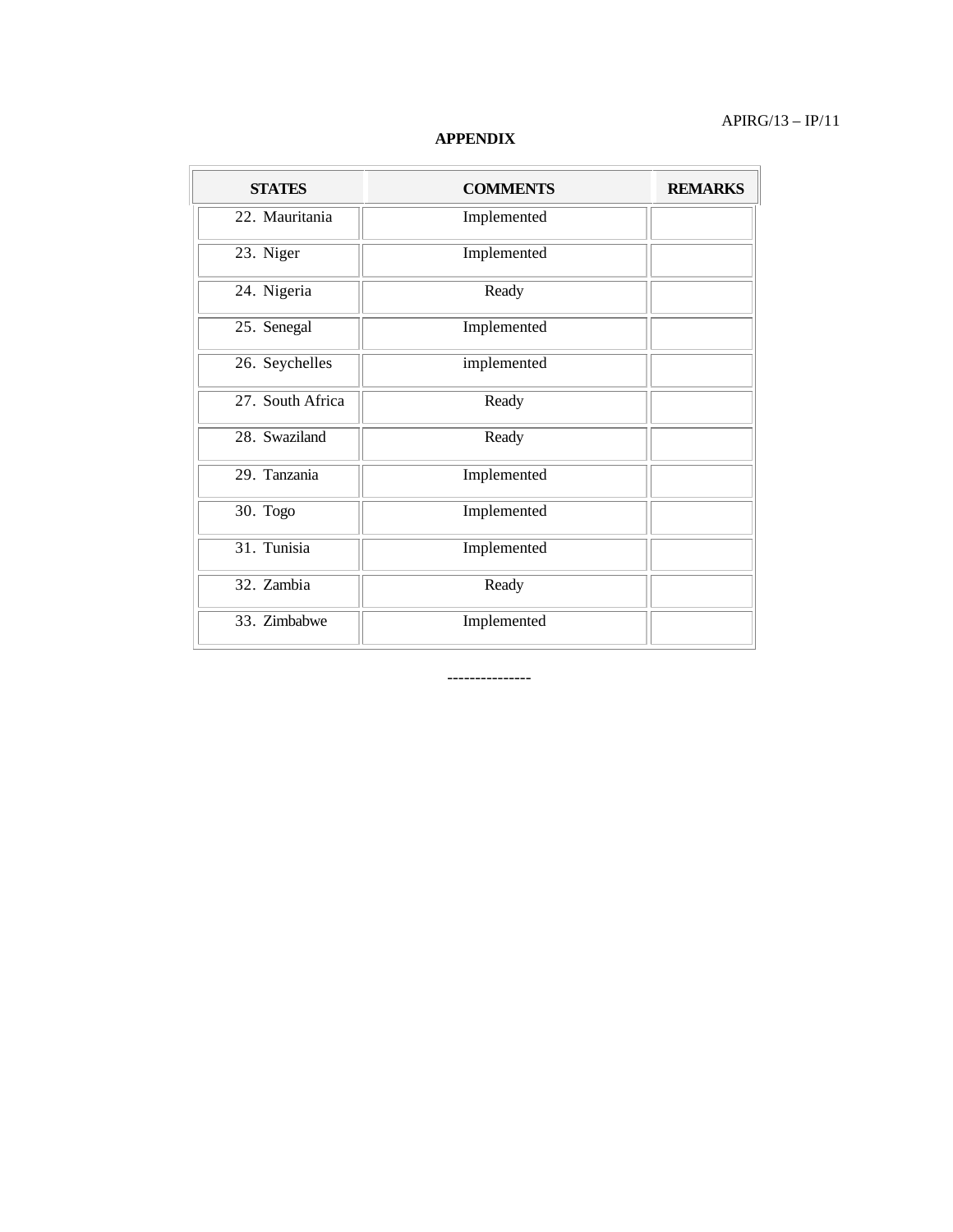## APPENDIX

| STATES | COMMENTS | REMARKS |
|---|---|---|
| 22. Mauritania | Implemented | |
| 23. Niger | Implemented | |
| 24. Nigeria | Ready | |
| 25. Senegal | Implemented | |
| 26. Seychelles | implemented | |
| 27. South Africa | Ready | |
| 28. Swaziland | Ready | |
| 29. Tanzania | Implemented | |
| 30. Togo | Implemented | |
| 31. Tunisia | Implemented | |
| 32. Zambia | Ready | |
| 33. Zimbabwe | Implemented | |

---------------